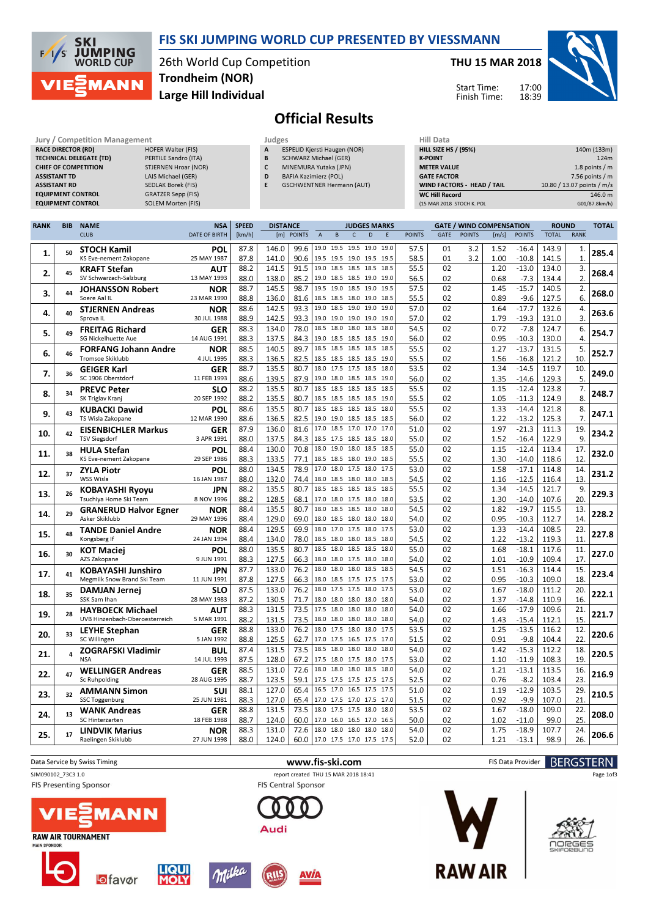# FIS SKI JUMPING WORLD CUP PRESENTED BY VIESSMANN

26th World Cup Competition
**Trondheim (NOR)**
**Large Hill Individual**

**THU 15 MAR 2018**

Start Time: 17:00
Finish Time: 18:39

## Official Results

| Jury / Competition Management | |
|---|---|
| RACE DIRECTOR (RD) | HOFER Walter (FIS) |
| TECHNICAL DELEGATE (TD) | PERTILE Sandro (ITA) |
| CHIEF OF COMPETITION | STJERNEN Hroar (NOR) |
| ASSISTANT TD | LAIS Michael (GER) |
| ASSISTANT RD | SEDLAK Borek (FIS) |
| EQUIPMENT CONTROL | GRATZER Sepp (FIS) |
| EQUIPMENT CONTROL | SOLEM Morten (FIS) |

| Judges | |
|---|---|
| A | ESPELID Kjersti Haugen (NOR) |
| B | SCHWARZ Michael (GER) |
| C | MINEMURA Yutaka (JPN) |
| D | BAFIA Kazimierz (POL) |
| E | GSCHWENTNER Hermann (AUT) |

| Hill Data | |
|---|---|
| HILL SIZE HS / (95%) | 140m (133m) |
| K-POINT | 124m |
| METER VALUE | 1.8 points / m |
| GATE FACTOR | 7.56 points / m |
| WIND FACTORS - HEAD / TAIL | 10.80 / 13.07 points / m/s |
| WC Hill Record | 146.0 m |
| (15 MAR 2018 STOCH K. POL | G01/87.8km/h) |

| RANK | BIB | NAME / CLUB | NSA / DATE OF BIRTH | SPEED [km/h] | DISTANCE [m] | DIST. POINTS | A | B | C | D | E | JUDGES POINTS | GATE | GATE POINTS | WIND [m/s] | WIND POINTS | ROUND TOTAL | ROUND RANK | TOTAL |
|---|---|---|---|---|---|---|---|---|---|---|---|---|---|---|---|---|---|---|---|
| 1. | 50 | STOCH Kamil | POL | 87.8 | 146.0 | 99.6 | 19.0 | 19.5 | 19.5 | 19.0 | 19.0 | 57.5 | 01 | 3.2 | 1.52 | -16.4 | 143.9 | 1. | 285.4 |
| | | KS Eve-nement Zakopane | 25 MAY 1987 | 87.8 | 141.0 | 90.6 | 19.5 | 19.5 | 19.0 | 19.5 | 19.5 | 58.5 | 01 | 3.2 | 1.00 | -10.8 | 141.5 | 1. | |
| 2. | 45 | KRAFT Stefan | AUT | 88.2 | 141.5 | 91.5 | 19.0 | 18.5 | 18.5 | 18.5 | 18.5 | 55.5 | 02 | | 1.20 | -13.0 | 134.0 | 3. | 268.4 |
| | | SV Schwarzach-Salzburg | 13 MAY 1993 | 88.0 | 138.0 | 85.2 | 19.0 | 18.5 | 18.5 | 19.0 | 19.0 | 56.5 | 02 | | 0.68 | -7.3 | 134.4 | 2. | |
| 3. | 44 | JOHANSSON Robert | NOR | 88.7 | 145.5 | 98.7 | 19.5 | 19.0 | 18.5 | 19.0 | 19.5 | 57.5 | 02 | | 1.45 | -15.7 | 140.5 | 2. | 268.0 |
| | | Soere Aal IL | 23 MAR 1990 | 88.8 | 136.0 | 81.6 | 18.5 | 18.5 | 18.0 | 19.0 | 18.5 | 55.5 | 02 | | 0.89 | -9.6 | 127.5 | 6. | |
| 4. | 40 | STJERNEN Andreas | NOR | 88.6 | 142.5 | 93.3 | 19.0 | 18.5 | 19.0 | 19.0 | 19.0 | 57.0 | 02 | | 1.64 | -17.7 | 132.6 | 4. | 263.6 |
| | | Sprova IL | 30 JUL 1988 | 88.9 | 142.5 | 93.3 | 19.0 | 19.0 | 19.0 | 19.0 | 19.0 | 57.0 | 02 | | 1.79 | -19.3 | 131.0 | 3. | |
| 5. | 49 | FREITAG Richard | GER | 88.3 | 134.0 | 78.0 | 18.5 | 18.0 | 18.0 | 18.5 | 18.0 | 54.5 | 02 | | 0.72 | -7.8 | 124.7 | 6. | 254.7 |
| | | SG Nickelhuette Aue | 14 AUG 1991 | 88.3 | 137.5 | 84.3 | 19.0 | 18.5 | 18.5 | 18.5 | 19.0 | 56.0 | 02 | | 0.95 | -10.3 | 130.0 | 4. | |
| 6. | 46 | FORFANG Johann Andre | NOR | 88.5 | 140.5 | 89.7 | 18.5 | 18.5 | 18.5 | 18.5 | 18.5 | 55.5 | 02 | | 1.27 | -13.7 | 131.5 | 5. | 252.7 |
| | | Tromsoe Skiklubb | 4 JUL 1995 | 88.3 | 136.5 | 82.5 | 18.5 | 18.5 | 18.5 | 18.5 | 19.0 | 55.5 | 02 | | 1.56 | -16.8 | 121.2 | 10. | |
| 7. | 36 | GEIGER Karl | GER | 88.7 | 135.5 | 80.7 | 18.0 | 17.5 | 17.5 | 18.5 | 18.0 | 53.5 | 02 | | 1.34 | -14.5 | 119.7 | 10. | 249.0 |
| | | SC 1906 Oberstdorf | 11 FEB 1993 | 88.6 | 139.5 | 87.9 | 19.0 | 18.0 | 18.5 | 18.5 | 19.0 | 56.0 | 02 | | 1.35 | -14.6 | 129.3 | 5. | |
| 8. | 34 | PREVC Peter | SLO | 88.2 | 135.5 | 80.7 | 18.5 | 18.5 | 18.5 | 18.5 | 18.5 | 55.5 | 02 | | 1.15 | -12.4 | 123.8 | 7. | 248.7 |
| | | SK Triglav Kranj | 20 SEP 1992 | 88.2 | 135.5 | 80.7 | 18.5 | 18.5 | 18.5 | 18.5 | 18.5 | 55.5 | 02 | | 1.05 | -11.3 | 124.9 | 8. | |
| 9. | 43 | KUBACKI Dawid | POL | 88.6 | 135.5 | 80.7 | 18.5 | 18.5 | 18.5 | 18.5 | 18.0 | 55.5 | 02 | | 1.33 | -14.4 | 121.8 | 8. | 247.1 |
| | | TS Wisla Zakopane | 12 MAR 1990 | 88.6 | 136.5 | 82.5 | 19.0 | 19.0 | 18.5 | 18.5 | 18.5 | 56.0 | 02 | | 1.22 | -13.2 | 125.3 | 7. | |
| 10. | 42 | EISENBICHLER Markus | GER | 87.9 | 136.0 | 81.6 | 17.0 | 18.5 | 17.0 | 17.0 | 17.0 | 51.0 | 02 | | 1.97 | -21.3 | 111.3 | 19. | 234.2 |
| | | TSV Siegsdorf | 3 APR 1991 | 88.0 | 137.5 | 84.3 | 18.5 | 17.5 | 18.5 | 18.5 | 18.0 | 55.0 | 02 | | 1.52 | -16.4 | 122.9 | 9. | |
| 11. | 38 | HULA Stefan | POL | 88.4 | 130.0 | 70.8 | 18.0 | 19.0 | 18.0 | 18.5 | 18.5 | 55.0 | 02 | | 1.15 | -12.4 | 113.4 | 17. | 232.0 |
| | | KS Eve-nement Zakopane | 29 SEP 1986 | 88.3 | 133.5 | 77.1 | 18.5 | 18.5 | 18.0 | 19.0 | 18.5 | 55.5 | 02 | | 1.30 | -14.0 | 118.6 | 12. | |
| 12. | 37 | ZYLA Piotr | POL | 88.0 | 134.5 | 78.9 | 17.0 | 18.0 | 17.5 | 18.0 | 17.5 | 53.0 | 02 | | 1.58 | -17.1 | 114.8 | 14. | 231.2 |
| | | WSS Wisla | 16 JAN 1987 | 88.0 | 132.0 | 74.4 | 18.0 | 18.5 | 18.0 | 18.0 | 18.5 | 54.5 | 02 | | 1.16 | -12.5 | 116.4 | 13. | |
| 13. | 26 | KOBAYASHI Ryoyu | JPN | 88.2 | 135.5 | 80.7 | 18.5 | 18.5 | 18.5 | 18.5 | 18.5 | 55.5 | 02 | | 1.34 | -14.5 | 121.7 | 9. | 229.3 |
| | | Tsuchiya Home Ski Team | 8 NOV 1996 | 88.2 | 128.5 | 68.1 | 17.0 | 18.0 | 17.5 | 18.0 | 18.0 | 53.5 | 02 | | 1.30 | -14.0 | 107.6 | 20. | |
| 14. | 29 | GRANERUD Halvor Egner | NOR | 88.4 | 135.5 | 80.7 | 18.0 | 18.5 | 18.5 | 18.0 | 18.0 | 54.5 | 02 | | 1.82 | -19.7 | 115.5 | 13. | 228.2 |
| | | Asker Skiklubb | 29 MAY 1996 | 88.4 | 129.0 | 69.0 | 18.0 | 18.5 | 18.0 | 18.0 | 18.0 | 54.0 | 02 | | 0.95 | -10.3 | 112.7 | 14. | |
| 15. | 48 | TANDE Daniel Andre | NOR | 88.4 | 129.5 | 69.9 | 18.0 | 17.0 | 17.5 | 18.0 | 17.5 | 53.0 | 02 | | 1.33 | -14.4 | 108.5 | 23. | 227.8 |
| | | Kongsberg If | 24 JAN 1994 | 88.4 | 134.0 | 78.0 | 18.5 | 18.0 | 18.0 | 18.5 | 18.0 | 54.5 | 02 | | 1.22 | -13.2 | 119.3 | 11. | |
| 16. | 30 | KOT Maciej | POL | 88.0 | 135.5 | 80.7 | 18.5 | 18.0 | 18.5 | 18.5 | 18.0 | 55.0 | 02 | | 1.68 | -18.1 | 117.6 | 11. | 227.0 |
| | | AZS Zakopane | 9 JUN 1991 | 88.3 | 127.5 | 66.3 | 18.0 | 18.0 | 17.5 | 18.0 | 18.0 | 54.0 | 02 | | 1.01 | -10.9 | 109.4 | 17. | |
| 17. | 41 | KOBAYASHI Junshiro | JPN | 87.7 | 133.0 | 76.2 | 18.0 | 18.0 | 18.0 | 18.5 | 18.5 | 54.5 | 02 | | 1.51 | -16.3 | 114.4 | 15. | 223.4 |
| | | Megmilk Snow Brand Ski Team | 11 JUN 1991 | 87.8 | 127.5 | 66.3 | 18.0 | 18.5 | 17.5 | 17.5 | 17.5 | 53.0 | 02 | | 0.95 | -10.3 | 109.0 | 18. | |
| 18. | 35 | DAMJAN Jernej | SLO | 87.5 | 133.0 | 76.2 | 18.0 | 17.5 | 17.5 | 18.0 | 17.5 | 53.0 | 02 | | 1.67 | -18.0 | 111.2 | 20. | 222.1 |
| | | SSK Sam Ihan | 28 MAY 1983 | 87.2 | 130.5 | 71.7 | 18.0 | 18.0 | 18.0 | 18.0 | 18.0 | 54.0 | 02 | | 1.37 | -14.8 | 110.9 | 16. | |
| 19. | 28 | HAYBOECK Michael | AUT | 88.3 | 131.5 | 73.5 | 17.5 | 18.0 | 18.0 | 18.0 | 18.0 | 54.0 | 02 | | 1.66 | -17.9 | 109.6 | 21. | 221.7 |
| | | UVB Hinzenbach-Oberoesterreich | 5 MAR 1991 | 88.2 | 131.5 | 73.5 | 18.0 | 18.0 | 18.0 | 18.0 | 18.0 | 54.0 | 02 | | 1.43 | -15.4 | 112.1 | 15. | |
| 20. | 33 | LEYHE Stephan | GER | 88.8 | 133.0 | 76.2 | 18.0 | 17.5 | 18.0 | 18.0 | 17.5 | 53.5 | 02 | | 1.25 | -13.5 | 116.2 | 12. | 220.6 |
| | | SC Willingen | 5 JAN 1992 | 88.8 | 125.5 | 62.7 | 17.0 | 17.5 | 16.5 | 17.5 | 17.0 | 51.5 | 02 | | 0.91 | -9.8 | 104.4 | 22. | |
| 21. | 4 | ZOGRAFSKI Vladimir | BUL | 87.4 | 131.5 | 73.5 | 18.5 | 18.0 | 18.0 | 18.0 | 18.0 | 54.0 | 02 | | 1.42 | -15.3 | 112.2 | 18. | 220.5 |
| | | NSA | 14 JUL 1993 | 87.5 | 128.0 | 67.2 | 17.5 | 18.0 | 17.5 | 18.0 | 17.5 | 53.0 | 02 | | 1.10 | -11.9 | 108.3 | 19. | |
| 22. | 47 | WELLINGER Andreas | GER | 88.5 | 131.0 | 72.6 | 18.0 | 18.0 | 18.0 | 18.5 | 18.0 | 54.0 | 02 | | 1.21 | -13.1 | 113.5 | 16. | 216.9 |
| | | Sc Ruhpolding | 28 AUG 1995 | 88.7 | 123.5 | 59.1 | 17.5 | 17.5 | 17.5 | 17.5 | 17.5 | 52.5 | 02 | | 0.76 | -8.2 | 103.4 | 23. | |
| 23. | 32 | AMMANN Simon | SUI | 88.1 | 127.0 | 65.4 | 16.5 | 17.0 | 16.5 | 17.5 | 17.5 | 51.0 | 02 | | 1.19 | -12.9 | 103.5 | 29. | 210.5 |
| | | SSC Toggenburg | 25 JUN 1981 | 88.3 | 127.0 | 65.4 | 17.0 | 17.5 | 17.0 | 17.5 | 17.0 | 51.5 | 02 | | 0.92 | -9.9 | 107.0 | 21. | |
| 24. | 13 | WANK Andreas | GER | 88.8 | 131.5 | 73.5 | 18.0 | 17.5 | 17.5 | 18.0 | 18.0 | 53.5 | 02 | | 1.67 | -18.0 | 109.0 | 22. | 208.0 |
| | | SC Hinterzarten | 18 FEB 1988 | 88.7 | 124.0 | 60.0 | 17.0 | 16.0 | 16.5 | 17.0 | 16.5 | 50.0 | 02 | | 1.02 | -11.0 | 99.0 | 25. | |
| 25. | 17 | LINDVIK Marius | NOR | 88.3 | 131.0 | 72.6 | 18.0 | 18.0 | 18.0 | 18.0 | 18.0 | 54.0 | 02 | | 1.75 | -18.9 | 107.7 | 24. | 206.6 |
| | | Raelingen Skiklubb | 27 JUN 1998 | 88.0 | 124.0 | 60.0 | 17.0 | 17.5 | 17.0 | 17.5 | 17.5 | 52.0 | 02 | | 1.21 | -13.1 | 98.9 | 26. | |

Data Service by Swiss Timing | www.fis-ski.com | FIS Data Provider BERGSTERN

SJM090102_73C3 1.0 | report created THU 15 MAR 2018 18:41

FIS Presenting Sponsor | FIS Central Sponsor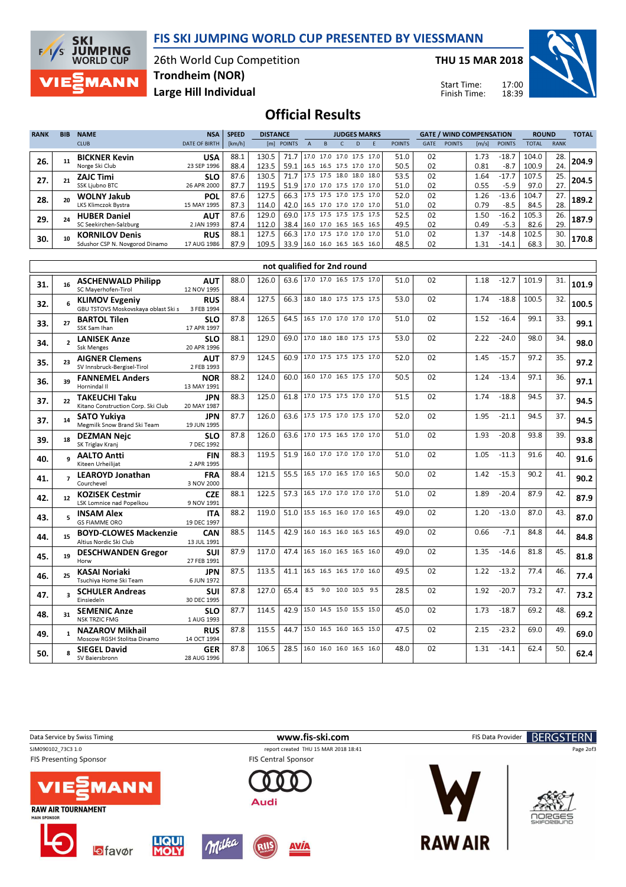# FIS SKI JUMPING WORLD CUP PRESENTED BY VIESSMANN

26th World Cup Competition
**Trondheim (NOR)**
**Large Hill Individual**

**THU 15 MAR 2018**

Start Time: 17:00
Finish Time: 18:39

## Official Results

| RANK | BIB | NAME / CLUB | NSA / DATE OF BIRTH | SPEED [km/h] | DISTANCE [m] | DISTANCE POINTS | JUDGES A | B | C | D | E | JUDGES POINTS | GATE | GATE POINTS | WIND [m/s] | WIND POINTS | ROUND TOTAL | ROUND RANK | TOTAL |
|---|---|---|---|---|---|---|---|---|---|---|---|---|---|---|---|---|---|---|---|
| 26. | 11 | **BICKNER Kevin** / Norge Ski Club | **USA** / 23 SEP 1996 | 88.1 | 130.5 | 71.7 | 17.0 | 17.0 | 17.0 | 17.5 | 17.0 | 51.0 | 02 | | 1.73 | -18.7 | 104.0 | 28. | 204.9 |
| | | | | 88.4 | 123.5 | 59.1 | 16.5 | 16.5 | 17.5 | 17.0 | 17.0 | 50.5 | 02 | | 0.81 | -8.7 | 100.9 | 24. | |
| 27. | 21 | **ZAJC Timi** / SSK Ljubno BTC | **SLO** / 26 APR 2000 | 87.6 | 130.5 | 71.7 | 17.5 | 17.5 | 18.0 | 18.0 | 18.0 | 53.5 | 02 | | 1.64 | -17.7 | 107.5 | 25. | 204.5 |
| | | | | 87.7 | 119.5 | 51.9 | 17.0 | 17.0 | 17.5 | 17.0 | 17.0 | 51.0 | 02 | | 0.55 | -5.9 | 97.0 | 27. | |
| 28. | 20 | **WOLNY Jakub** / LKS Klimczok Bystra | **POL** / 15 MAY 1995 | 87.6 | 127.5 | 66.3 | 17.5 | 17.5 | 17.0 | 17.5 | 17.0 | 52.0 | 02 | | 1.26 | -13.6 | 104.7 | 27. | 189.2 |
| | | | | 87.3 | 114.0 | 42.0 | 16.5 | 17.0 | 17.0 | 17.0 | 17.0 | 51.0 | 02 | | 0.79 | -8.5 | 84.5 | 28. | |
| 29. | 24 | **HUBER Daniel** / SC Seekirchen-Salzburg | **AUT** / 2 JAN 1993 | 87.6 | 129.0 | 69.0 | 17.5 | 17.5 | 17.5 | 17.5 | 17.5 | 52.5 | 02 | | 1.50 | -16.2 | 105.3 | 26. | 187.9 |
| | | | | 87.4 | 112.0 | 38.4 | 16.0 | 17.0 | 16.5 | 16.5 | 16.5 | 49.5 | 02 | | 0.49 | -5.3 | 82.6 | 29. | |
| 30. | 10 | **KORNILOV Denis** / Sdushor CSP N. Novgorod Dinamo | **RUS** / 17 AUG 1986 | 88.1 | 127.5 | 66.3 | 17.0 | 17.5 | 17.0 | 17.0 | 17.0 | 51.0 | 02 | | 1.37 | -14.8 | 102.5 | 30. | 170.8 |
| | | | | 87.9 | 109.5 | 33.9 | 16.0 | 16.0 | 16.5 | 16.5 | 16.0 | 48.5 | 02 | | 1.31 | -14.1 | 68.3 | 30. | |

### not qualified for 2nd round

| RANK | BIB | NAME / CLUB | NSA / DATE OF BIRTH | SPEED [km/h] | DISTANCE [m] | DISTANCE POINTS | JUDGES A | B | C | D | E | JUDGES POINTS | GATE | GATE POINTS | WIND [m/s] | WIND POINTS | ROUND TOTAL | ROUND RANK | TOTAL |
|---|---|---|---|---|---|---|---|---|---|---|---|---|---|---|---|---|---|---|---|
| 31. | 16 | **ASCHENWALD Philipp** / SC Mayerhofen-Tirol | **AUT** / 12 NOV 1995 | 88.0 | 126.0 | 63.6 | 17.0 | 17.0 | 16.5 | 17.5 | 17.0 | 51.0 | 02 | | 1.18 | -12.7 | 101.9 | 31. | 101.9 |
| 32. | 6 | **KLIMOV Evgeniy** / GBU TSTOVS Moskovskaya oblast Ski s | **RUS** / 3 FEB 1994 | 88.4 | 127.5 | 66.3 | 18.0 | 18.0 | 17.5 | 17.5 | 17.5 | 53.0 | 02 | | 1.74 | -18.8 | 100.5 | 32. | 100.5 |
| 33. | 27 | **BARTOL Tilen** / SSK Sam Ihan | **SLO** / 17 APR 1997 | 87.8 | 126.5 | 64.5 | 16.5 | 17.0 | 17.0 | 17.0 | 17.0 | 51.0 | 02 | | 1.52 | -16.4 | 99.1 | 33. | 99.1 |
| 34. | 2 | **LANISEK Anze** / Ssk Menges | **SLO** / 20 APR 1996 | 88.1 | 129.0 | 69.0 | 17.0 | 18.0 | 18.0 | 17.5 | 17.5 | 53.0 | 02 | | 2.22 | -24.0 | 98.0 | 34. | 98.0 |
| 35. | 23 | **AIGNER Clemens** / SV Innsbruck-Bergisel-Tirol | **AUT** / 2 FEB 1993 | 87.9 | 124.5 | 60.9 | 17.0 | 17.5 | 17.5 | 17.5 | 17.0 | 52.0 | 02 | | 1.45 | -15.7 | 97.2 | 35. | 97.2 |
| 36. | 39 | **FANNEMEL Anders** / Hornindal Il | **NOR** / 13 MAY 1991 | 88.2 | 124.0 | 60.0 | 16.0 | 17.0 | 16.5 | 17.5 | 17.0 | 50.5 | 02 | | 1.24 | -13.4 | 97.1 | 36. | 97.1 |
| 37. | 22 | **TAKEUCHI Taku** / Kitano Construction Corp. Ski Club | **JPN** / 20 MAY 1987 | 88.3 | 125.0 | 61.8 | 17.0 | 17.5 | 17.5 | 17.0 | 17.0 | 51.5 | 02 | | 1.74 | -18.8 | 94.5 | 37. | 94.5 |
| 37. | 14 | **SATO Yukiya** / Megmilk Snow Brand Ski Team | **JPN** / 19 JUN 1995 | 87.7 | 126.0 | 63.6 | 17.5 | 17.5 | 17.0 | 17.5 | 17.0 | 52.0 | 02 | | 1.95 | -21.1 | 94.5 | 37. | 94.5 |
| 39. | 18 | **DEZMAN Nejc** / SK Triglav Kranj | **SLO** / 7 DEC 1992 | 87.8 | 126.0 | 63.6 | 17.0 | 17.5 | 16.5 | 17.0 | 17.0 | 51.0 | 02 | | 1.93 | -20.8 | 93.8 | 39. | 93.8 |
| 40. | 9 | **AALTO Antti** / Kiteen Urheilijat | **FIN** / 2 APR 1995 | 88.3 | 119.5 | 51.9 | 16.0 | 17.0 | 17.0 | 17.0 | 17.0 | 51.0 | 02 | | 1.05 | -11.3 | 91.6 | 40. | 91.6 |
| 41. | 7 | **LEAROYD Jonathan** / Courchevel | **FRA** / 3 NOV 2000 | 88.4 | 121.5 | 55.5 | 16.5 | 17.0 | 16.5 | 17.0 | 16.5 | 50.0 | 02 | | 1.42 | -15.3 | 90.2 | 41. | 90.2 |
| 42. | 12 | **KOZISEK Cestmir** / LSK Lomnice nad Popelkou | **CZE** / 9 NOV 1991 | 88.1 | 122.5 | 57.3 | 16.5 | 17.0 | 17.0 | 17.0 | 17.0 | 51.0 | 02 | | 1.89 | -20.4 | 87.9 | 42. | 87.9 |
| 43. | 5 | **INSAM Alex** / GS FIAMME ORO | **ITA** / 19 DEC 1997 | 88.2 | 119.0 | 51.0 | 15.5 | 16.5 | 16.0 | 17.0 | 16.5 | 49.0 | 02 | | 1.20 | -13.0 | 87.0 | 43. | 87.0 |
| 44. | 15 | **BOYD-CLOWES Mackenzie** / Altius Nordic Ski Club | **CAN** / 13 JUL 1991 | 88.5 | 114.5 | 42.9 | 16.0 | 16.5 | 16.0 | 16.5 | 16.5 | 49.0 | 02 | | 0.66 | -7.1 | 84.8 | 44. | 84.8 |
| 45. | 19 | **DESCHWANDEN Gregor** / Horw | **SUI** / 27 FEB 1991 | 87.9 | 117.0 | 47.4 | 16.5 | 16.0 | 16.5 | 16.5 | 16.0 | 49.0 | 02 | | 1.35 | -14.6 | 81.8 | 45. | 81.8 |
| 46. | 25 | **KASAI Noriaki** / Tsuchiya Home Ski Team | **JPN** / 6 JUN 1972 | 87.5 | 113.5 | 41.1 | 16.5 | 16.5 | 16.5 | 17.0 | 16.0 | 49.5 | 02 | | 1.22 | -13.2 | 77.4 | 46. | 77.4 |
| 47. | 3 | **SCHULER Andreas** / Einsiedeln | **SUI** / 30 DEC 1995 | 87.8 | 127.0 | 65.4 | 8.5 | 9.0 | 10.0 | 10.5 | 9.5 | 28.5 | 02 | | 1.92 | -20.7 | 73.2 | 47. | 73.2 |
| 48. | 31 | **SEMENIC Anze** / NSK TRZIC FMG | **SLO** / 1 AUG 1993 | 87.7 | 114.5 | 42.9 | 15.0 | 14.5 | 15.0 | 15.5 | 15.0 | 45.0 | 02 | | 1.73 | -18.7 | 69.2 | 48. | 69.2 |
| 49. | 1 | **NAZAROV Mikhail** / Moscow RGSH Stolitsa Dinamo | **RUS** / 14 OCT 1994 | 87.8 | 115.5 | 44.7 | 15.0 | 16.5 | 16.0 | 16.5 | 15.0 | 47.5 | 02 | | 2.15 | -23.2 | 69.0 | 49. | 69.0 |
| 50. | 8 | **SIEGEL David** / SV Baiersbronn | **GER** / 28 AUG 1996 | 87.8 | 106.5 | 28.5 | 16.0 | 16.0 | 16.0 | 16.5 | 16.0 | 48.0 | 02 | | 1.31 | -14.1 | 62.4 | 50. | 62.4 |

Data Service by Swiss Timing — www.fis-ski.com — FIS Data Provider BERGSTERN

SJM090102_73C3 1.0 — report created THU 15 MAR 2018 18:41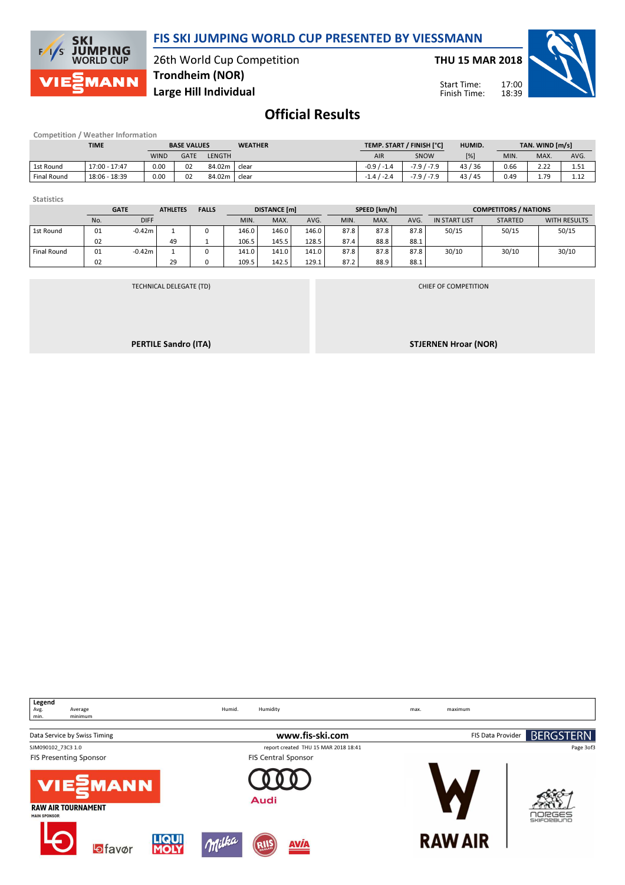# FIS SKI JUMPING WORLD CUP PRESENTED BY VIESSMANN

26th World Cup Competition
**Trondheim (NOR)**
**Large Hill Individual**

**THU 15 MAR 2018**

Start Time: 17:00
Finish Time: 18:39

## Official Results

Competition / Weather Information

| | TIME | BASE VALUES | | | WEATHER | TEMP. START / FINISH [°C] | | HUMID. | TAN. WIND [m/s] | | |
|---|---|---|---|---|---|---|---|---|---|---|---|
| | | WIND | GATE | LENGTH | | AIR | SNOW | [%] | MIN. | MAX. | AVG. |
| 1st Round | 17:00 - 17:47 | 0.00 | 02 | 84.02m | clear | -0.9 / -1.4 | -7.9 / -7.9 | 43 / 36 | 0.66 | 2.22 | 1.51 |
| Final Round | 18:06 - 18:39 | 0.00 | 02 | 84.02m | clear | -1.4 / -2.4 | -7.9 / -7.9 | 43 / 45 | 0.49 | 1.79 | 1.12 |

Statistics

| | GATE | | ATHLETES | FALLS | DISTANCE [m] | | | SPEED [km/h] | | | COMPETITORS / NATIONS | | |
|---|---|---|---|---|---|---|---|---|---|---|---|---|---|
| | No. | DIFF | | | MIN. | MAX. | AVG. | MIN. | MAX. | AVG. | IN START LIST | STARTED | WITH RESULTS |
| 1st Round | 01 | -0.42m | 1 | 0 | 146.0 | 146.0 | 146.0 | 87.8 | 87.8 | 87.8 | 50/15 | 50/15 | 50/15 |
| | 02 | | 49 | 1 | 106.5 | 145.5 | 128.5 | 87.4 | 88.8 | 88.1 | | | |
| Final Round | 01 | -0.42m | 1 | 0 | 141.0 | 141.0 | 141.0 | 87.8 | 87.8 | 87.8 | 30/10 | 30/10 | 30/10 |
| | 02 | | 29 | 0 | 109.5 | 142.5 | 129.1 | 87.2 | 88.9 | 88.1 | | | |

TECHNICAL DELEGATE (TD)

**PERTILE Sandro (ITA)**

CHIEF OF COMPETITION

**STJERNEN Hroar (NOR)**

**Legend**

| | | | | | |
|---|---|---|---|---|---|
| Avg. | Average | Humid. | Humidity | max. | maximum |
| min. | minimum | | | | |

Data Service by Swiss Timing — www.fis-ski.com — FIS Data Provider BERGSTERN

SJM090102_73C3 1.0 — report created THU 15 MAR 2018 18:41

FIS Presenting Sponsor: VIESSMANN — FIS Central Sponsor: Audi

RAW AIR TOURNAMENT MAIN SPONSOR